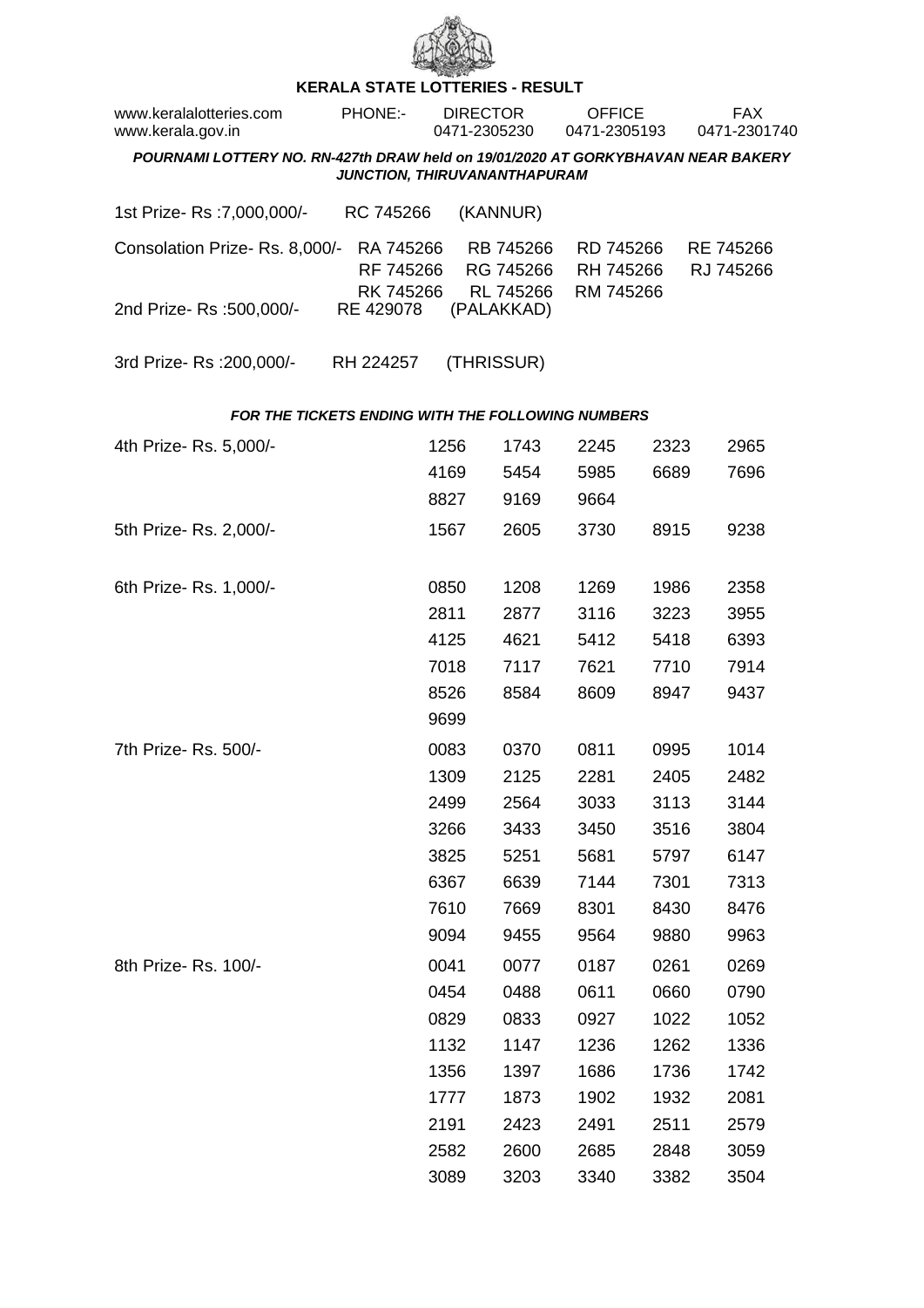# KERALA STATE LOTTERIES - RESULT

www.keralalotteries.com PHONE:- DIRECTOR 0471-2305230 OFFICE 0471-2305193 FAX 0471-2301740
www.kerala.gov.in

***POURNAMI LOTTERY NO. RN-427th DRAW held on 19/01/2020 AT GORKYBHAVAN NEAR BAKERY JUNCTION, THIRUVANANTHAPURAM***

1st Prize- Rs :7,000,000/- RC 745266 (KANNUR)

Consolation Prize- Rs. 8,000/- RA 745266 RB 745266 RD 745266 RE 745266
RF 745266 RG 745266 RH 745266 RJ 745266
RK 745266 RL 745266 RM 745266

2nd Prize- Rs :500,000/- RE 429078 (PALAKKAD)

3rd Prize- Rs :200,000/- RH 224257 (THRISSUR)

***FOR THE TICKETS ENDING WITH THE FOLLOWING NUMBERS***

4th Prize- Rs. 5,000/-

1256 1743 2245 2323 2965
4169 5454 5985 6689 7696
8827 9169 9664

5th Prize- Rs. 2,000/-

1567 2605 3730 8915 9238

6th Prize- Rs. 1,000/-

0850 1208 1269 1986 2358
2811 2877 3116 3223 3955
4125 4621 5412 5418 6393
7018 7117 7621 7710 7914
8526 8584 8609 8947 9437
9699

7th Prize- Rs. 500/-

0083 0370 0811 0995 1014
1309 2125 2281 2405 2482
2499 2564 3033 3113 3144
3266 3433 3450 3516 3804
3825 5251 5681 5797 6147
6367 6639 7144 7301 7313
7610 7669 8301 8430 8476
9094 9455 9564 9880 9963

8th Prize- Rs. 100/-

0041 0077 0187 0261 0269
0454 0488 0611 0660 0790
0829 0833 0927 1022 1052
1132 1147 1236 1262 1336
1356 1397 1686 1736 1742
1777 1873 1902 1932 2081
2191 2423 2491 2511 2579
2582 2600 2685 2848 3059
3089 3203 3340 3382 3504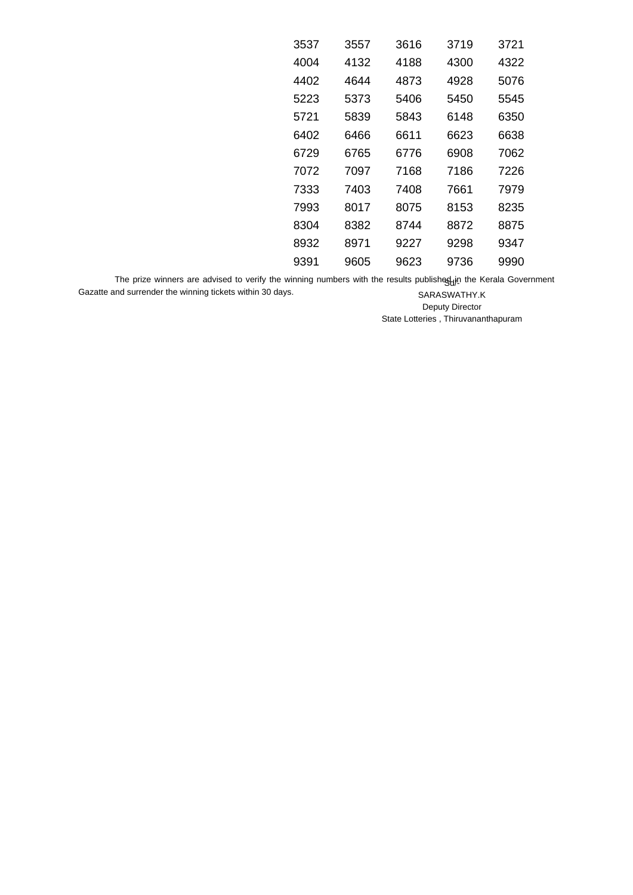| | | | | |
|---|---|---|---|---|
| 3537 | 3557 | 3616 | 3719 | 3721 |
| 4004 | 4132 | 4188 | 4300 | 4322 |
| 4402 | 4644 | 4873 | 4928 | 5076 |
| 5223 | 5373 | 5406 | 5450 | 5545 |
| 5721 | 5839 | 5843 | 6148 | 6350 |
| 6402 | 6466 | 6611 | 6623 | 6638 |
| 6729 | 6765 | 6776 | 6908 | 7062 |
| 7072 | 7097 | 7168 | 7186 | 7226 |
| 7333 | 7403 | 7408 | 7661 | 7979 |
| 7993 | 8017 | 8075 | 8153 | 8235 |
| 8304 | 8382 | 8744 | 8872 | 8875 |
| 8932 | 8971 | 9227 | 9298 | 9347 |
| 9391 | 9605 | 9623 | 9736 | 9990 |

The prize winners are advised to verify the winning numbers with the results published in the Kerala Government Gazatte and surrender the winning tickets within 30 days.

Sd/-
SARASWATHY.K
Deputy Director
State Lotteries , Thiruvananthapuram